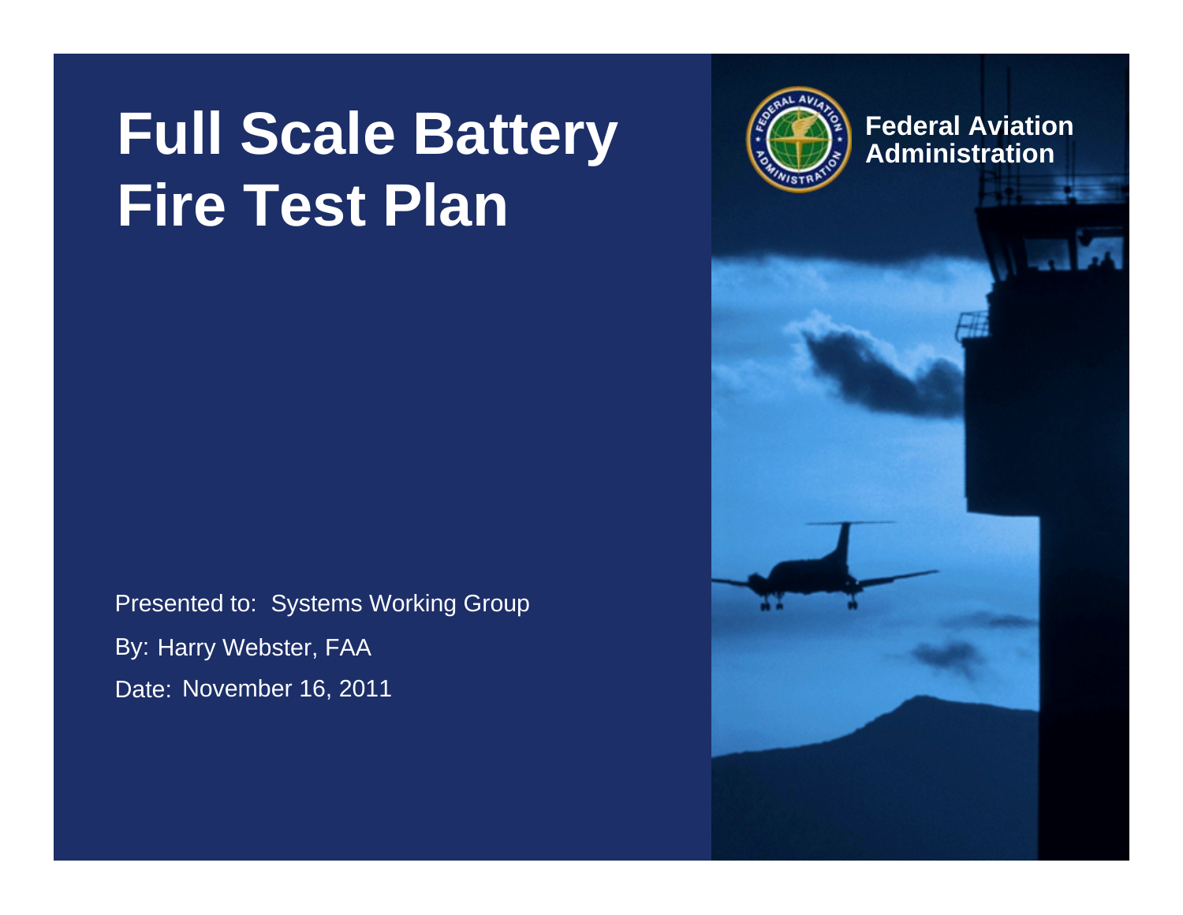# Full Scale Battery Fire Test Plan

Federal Aviation Administration

Presented to: Systems Working Group

By: Harry Webster, FAA

Date: November 16, 2011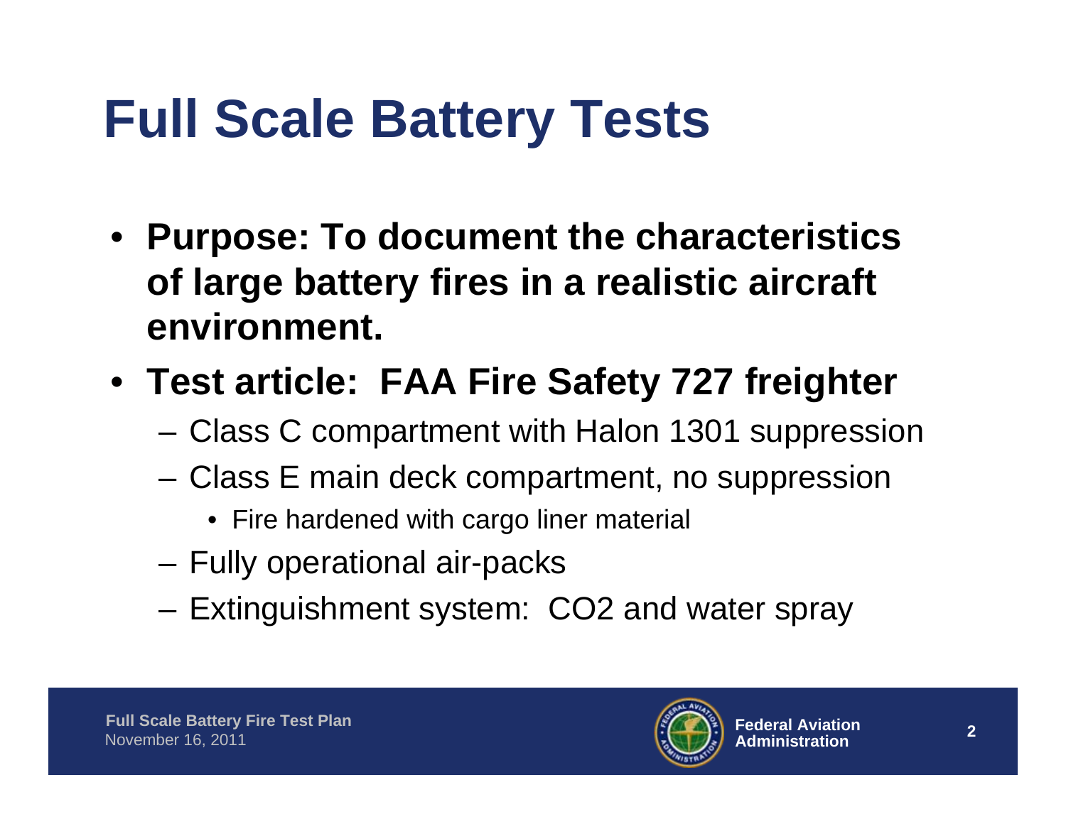# Full Scale Battery Tests

- **Purpose: To document the characteristics of large battery fires in a realistic aircraft environment.**
- **Test article: FAA Fire Safety 727 freighter**
  - Class C compartment with Halon 1301 suppression
  - Class E main deck compartment, no suppression
    - Fire hardened with cargo liner material
  - Fully operational air-packs
  - Extinguishment system: $CO_2$ and water spray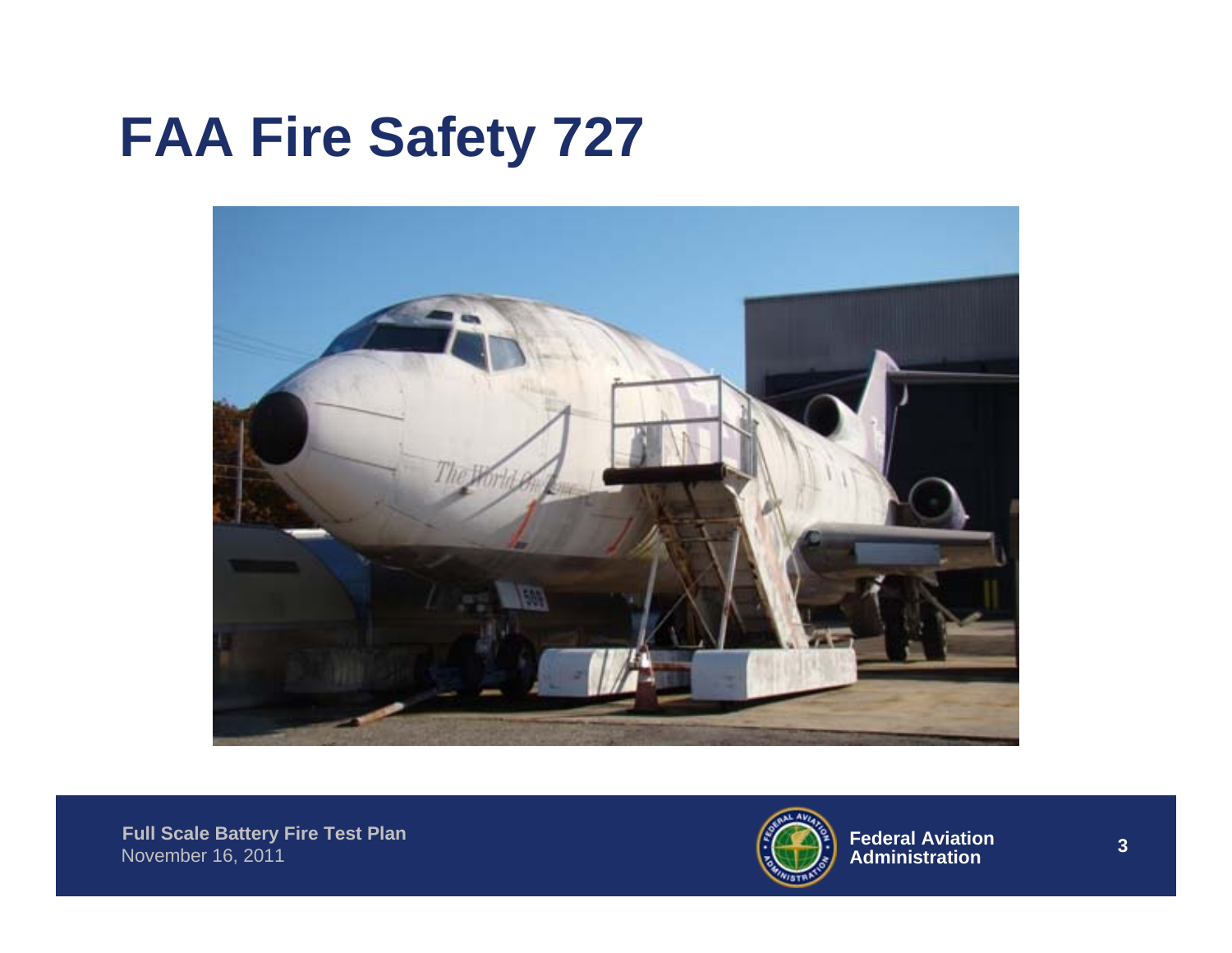# FAA Fire Safety 727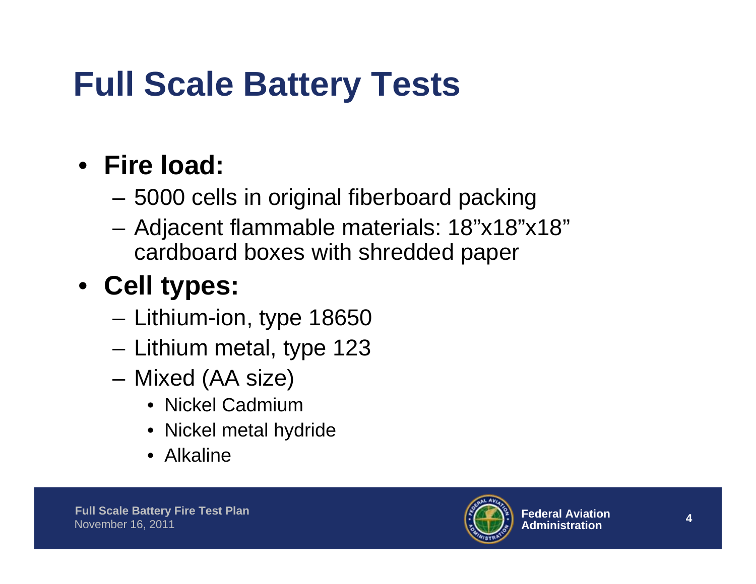# Full Scale Battery Tests

- **Fire load:**
  - 5000 cells in original fiberboard packing
  - Adjacent flammable materials: 18”x18”x18” cardboard boxes with shredded paper
- **Cell types:**
  - Lithium-ion, type 18650
  - Lithium metal, type 123
  - Mixed (AA size)
    - Nickel Cadmium
    - Nickel metal hydride
    - Alkaline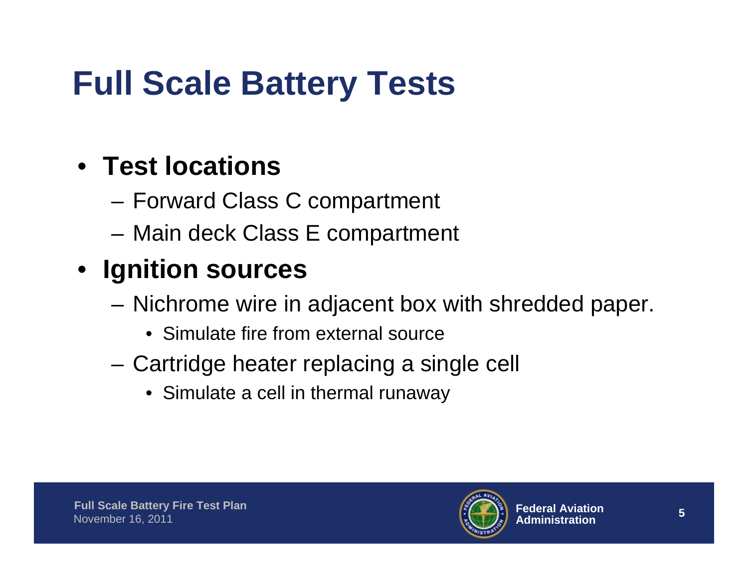# Full Scale Battery Tests

- **Test locations**
  - Forward Class C compartment
  - Main deck Class E compartment
- **Ignition sources**
  - Nichrome wire in adjacent box with shredded paper.
    - Simulate fire from external source
  - Cartridge heater replacing a single cell
    - Simulate a cell in thermal runaway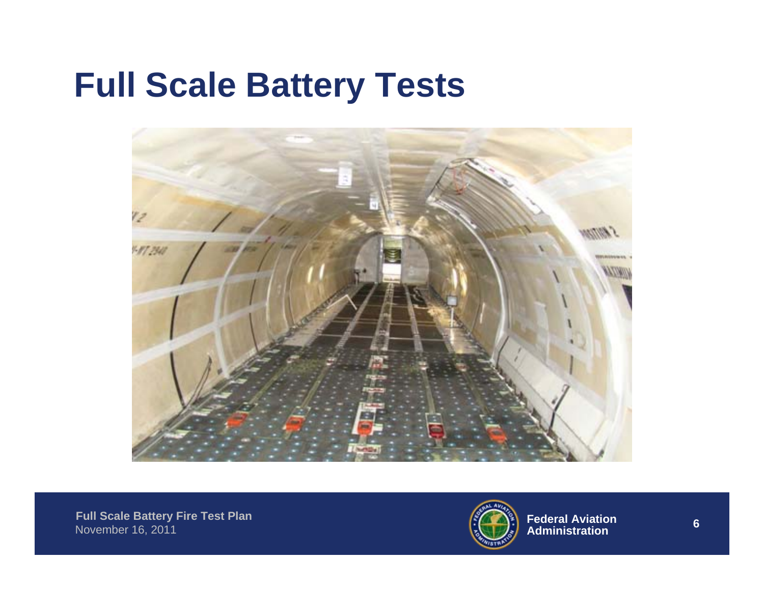# Full Scale Battery Tests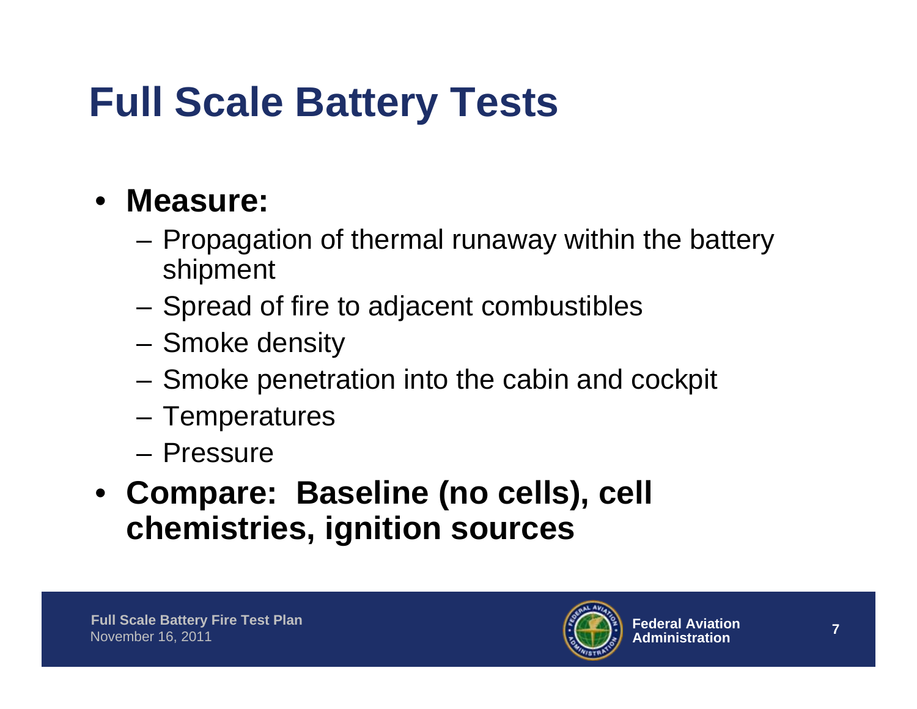# Full Scale Battery Tests

- **Measure:**
  - Propagation of thermal runaway within the battery shipment
  - Spread of fire to adjacent combustibles
  - Smoke density
  - Smoke penetration into the cabin and cockpit
  - Temperatures
  - Pressure
- **Compare: Baseline (no cells), cell chemistries, ignition sources**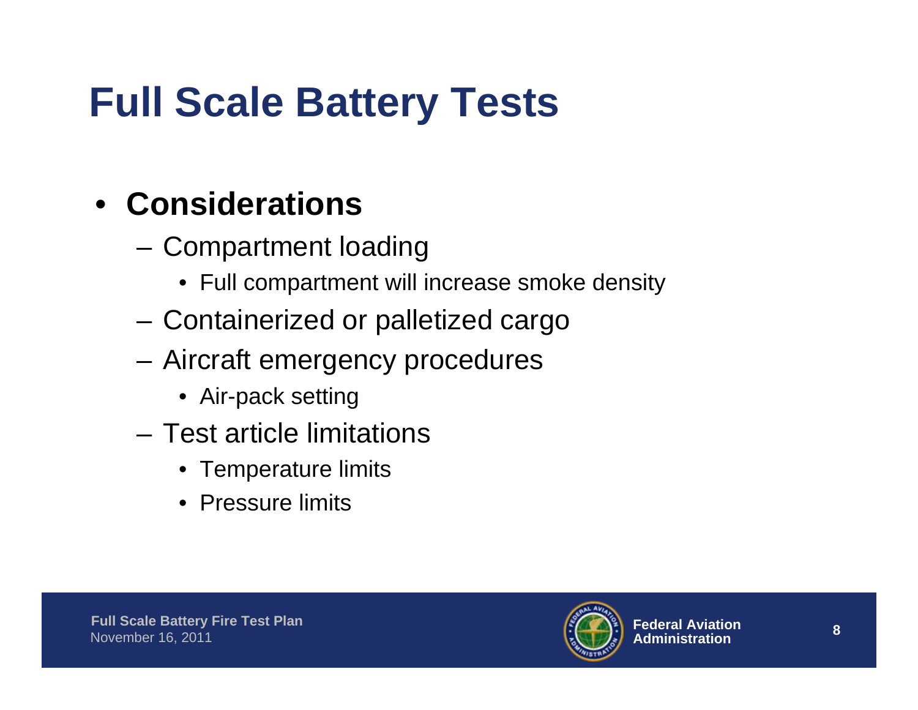# Full Scale Battery Tests

- **Considerations**
  - Compartment loading
    - Full compartment will increase smoke density
  - Containerized or palletized cargo
  - Aircraft emergency procedures
    - Air-pack setting
  - Test article limitations
    - Temperature limits
    - Pressure limits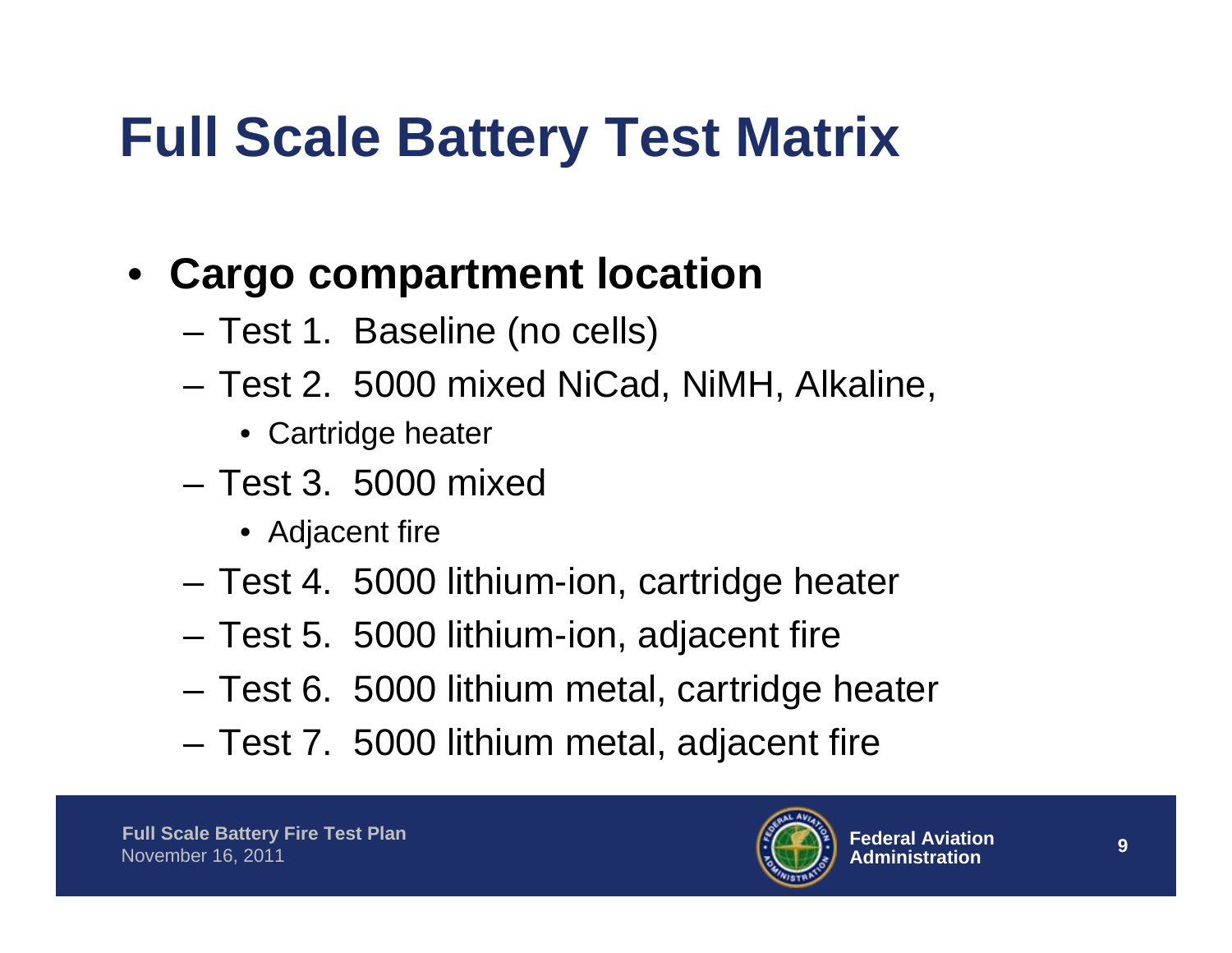# Full Scale Battery Test Matrix

- **Cargo compartment location**
  - Test 1. Baseline (no cells)
  - Test 2. 5000 mixed NiCad, NiMH, Alkaline,
    - Cartridge heater
  - Test 3. 5000 mixed
    - Adjacent fire
  - Test 4. 5000 lithium-ion, cartridge heater
  - Test 5. 5000 lithium-ion, adjacent fire
  - Test 6. 5000 lithium metal, cartridge heater
  - Test 7. 5000 lithium metal, adjacent fire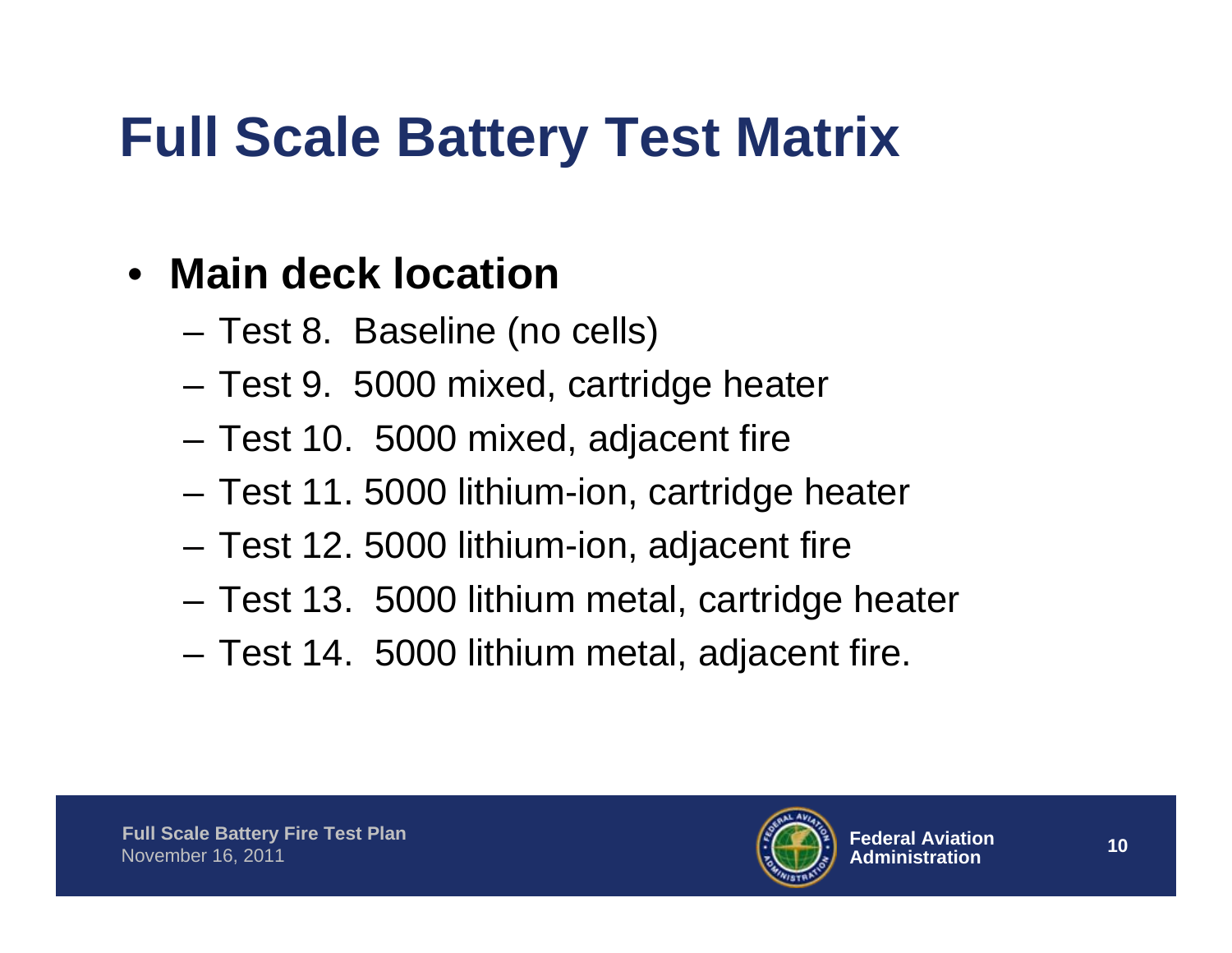# Full Scale Battery Test Matrix

- **Main deck location**
  - Test 8. Baseline (no cells)
  - Test 9. 5000 mixed, cartridge heater
  - Test 10. 5000 mixed, adjacent fire
  - Test 11. 5000 lithium-ion, cartridge heater
  - Test 12. 5000 lithium-ion, adjacent fire
  - Test 13. 5000 lithium metal, cartridge heater
  - Test 14. 5000 lithium metal, adjacent fire.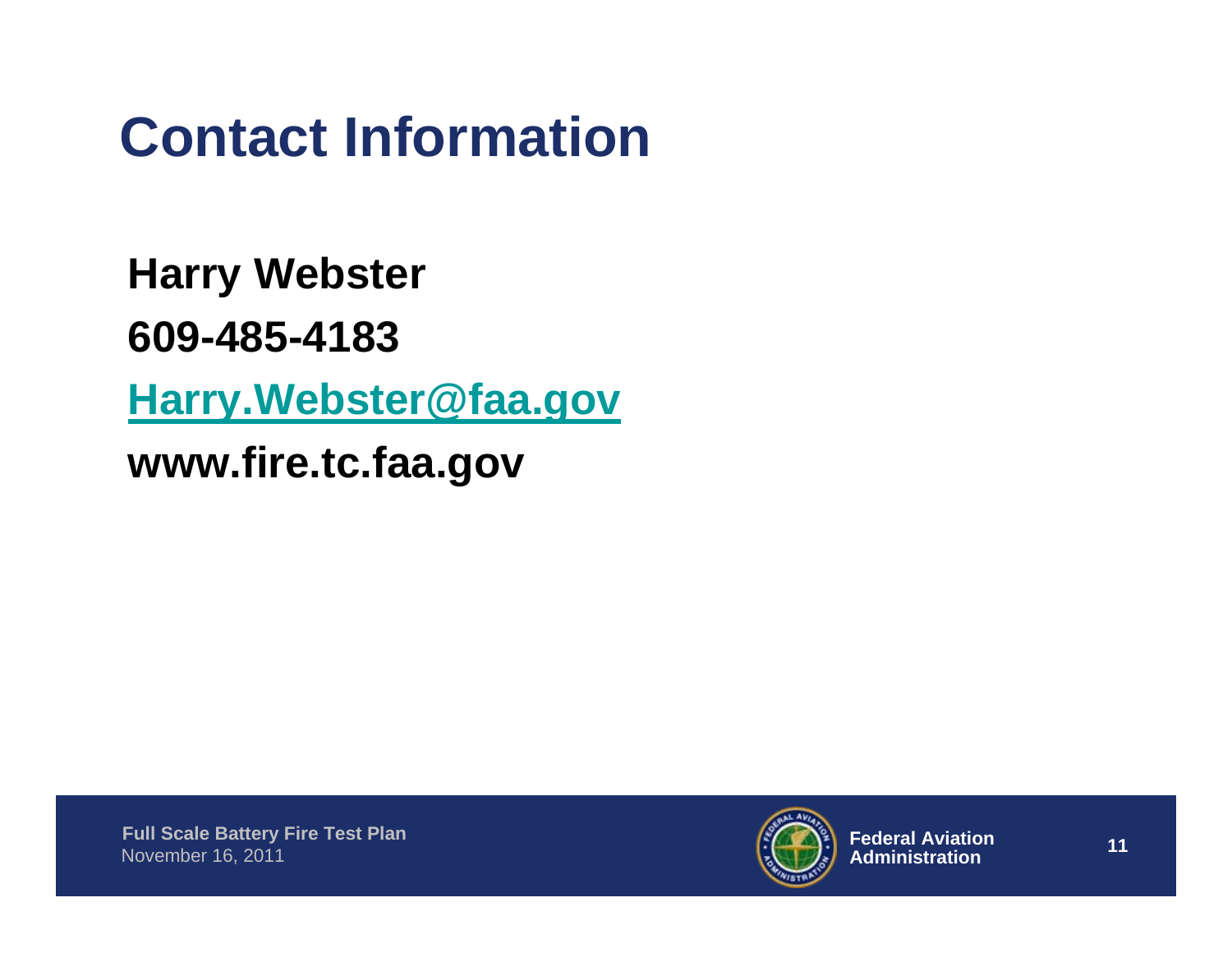# Contact Information

**Harry Webster**

**609-485-4183**

**[Harry.Webster@faa.gov](mailto:Harry.Webster@faa.gov)**

**www.fire.tc.faa.gov**